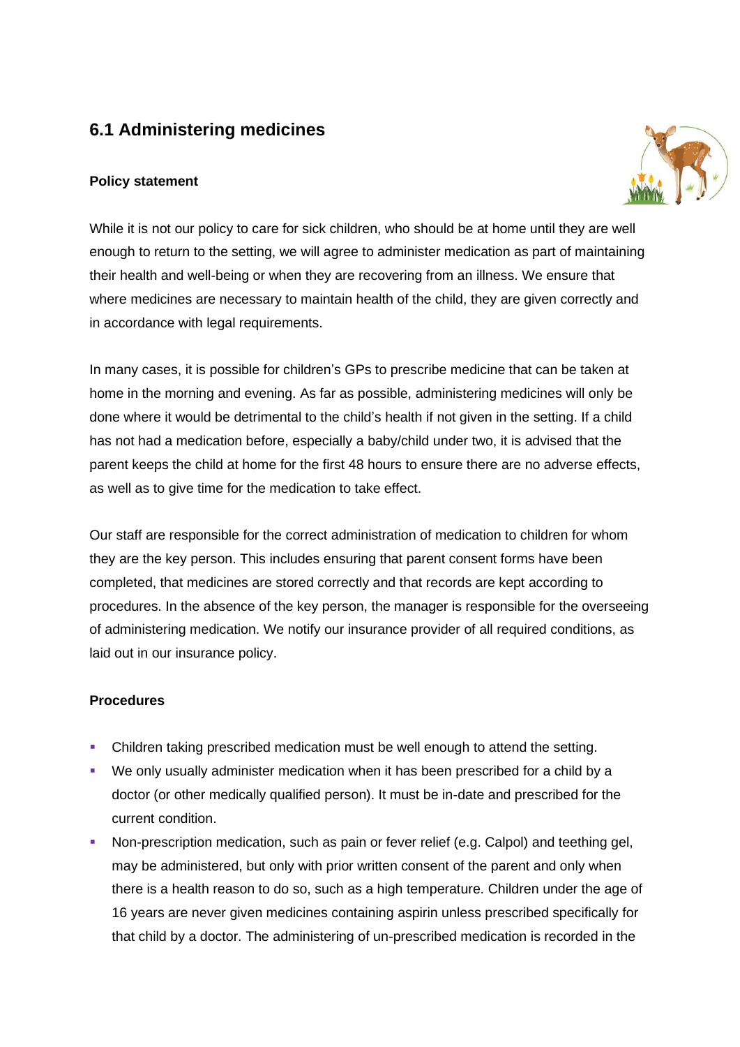## 6.1 Administering medicines

**Policy statement**

While it is not our policy to care for sick children, who should be at home until they are well enough to return to the setting, we will agree to administer medication as part of maintaining their health and well-being or when they are recovering from an illness. We ensure that where medicines are necessary to maintain health of the child, they are given correctly and in accordance with legal requirements.

In many cases, it is possible for children's GPs to prescribe medicine that can be taken at home in the morning and evening. As far as possible, administering medicines will only be done where it would be detrimental to the child's health if not given in the setting. If a child has not had a medication before, especially a baby/child under two, it is advised that the parent keeps the child at home for the first 48 hours to ensure there are no adverse effects, as well as to give time for the medication to take effect.

Our staff are responsible for the correct administration of medication to children for whom they are the key person. This includes ensuring that parent consent forms have been completed, that medicines are stored correctly and that records are kept according to procedures. In the absence of the key person, the manager is responsible for the overseeing of administering medication. We notify our insurance provider of all required conditions, as laid out in our insurance policy.

**Procedures**

- Children taking prescribed medication must be well enough to attend the setting.
- We only usually administer medication when it has been prescribed for a child by a doctor (or other medically qualified person). It must be in-date and prescribed for the current condition.
- Non-prescription medication, such as pain or fever relief (e.g. Calpol) and teething gel, may be administered, but only with prior written consent of the parent and only when there is a health reason to do so, such as a high temperature. Children under the age of 16 years are never given medicines containing aspirin unless prescribed specifically for that child by a doctor. The administering of un-prescribed medication is recorded in the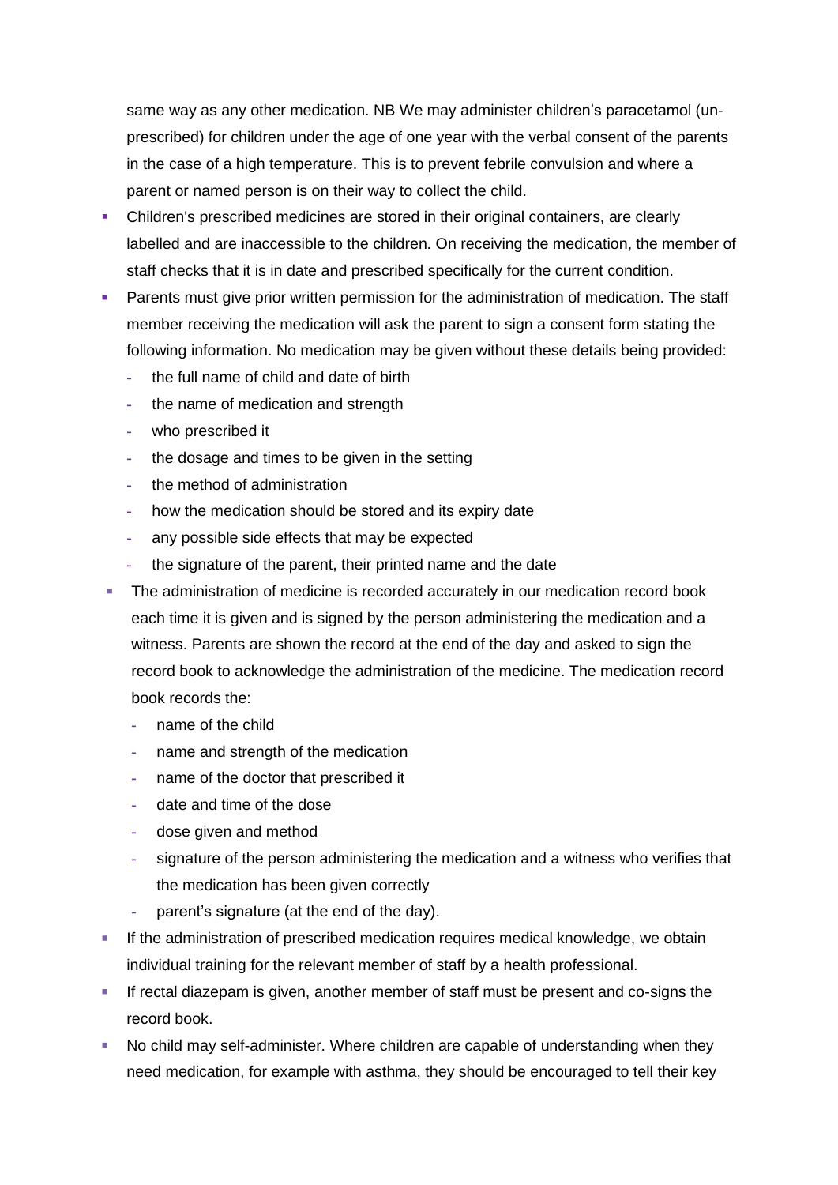same way as any other medication. NB We may administer children's paracetamol (un-prescribed) for children under the age of one year with the verbal consent of the parents in the case of a high temperature. This is to prevent febrile convulsion and where a parent or named person is on their way to collect the child.

- Children's prescribed medicines are stored in their original containers, are clearly labelled and are inaccessible to the children. On receiving the medication, the member of staff checks that it is in date and prescribed specifically for the current condition.
- Parents must give prior written permission for the administration of medication. The staff member receiving the medication will ask the parent to sign a consent form stating the following information. No medication may be given without these details being provided:
  - the full name of child and date of birth
  - the name of medication and strength
  - who prescribed it
  - the dosage and times to be given in the setting
  - the method of administration
  - how the medication should be stored and its expiry date
  - any possible side effects that may be expected
  - the signature of the parent, their printed name and the date
- The administration of medicine is recorded accurately in our medication record book each time it is given and is signed by the person administering the medication and a witness. Parents are shown the record at the end of the day and asked to sign the record book to acknowledge the administration of the medicine. The medication record book records the:
  - name of the child
  - name and strength of the medication
  - name of the doctor that prescribed it
  - date and time of the dose
  - dose given and method
  - signature of the person administering the medication and a witness who verifies that the medication has been given correctly
  - parent's signature (at the end of the day).
- If the administration of prescribed medication requires medical knowledge, we obtain individual training for the relevant member of staff by a health professional.
- If rectal diazepam is given, another member of staff must be present and co-signs the record book.
- No child may self-administer. Where children are capable of understanding when they need medication, for example with asthma, they should be encouraged to tell their key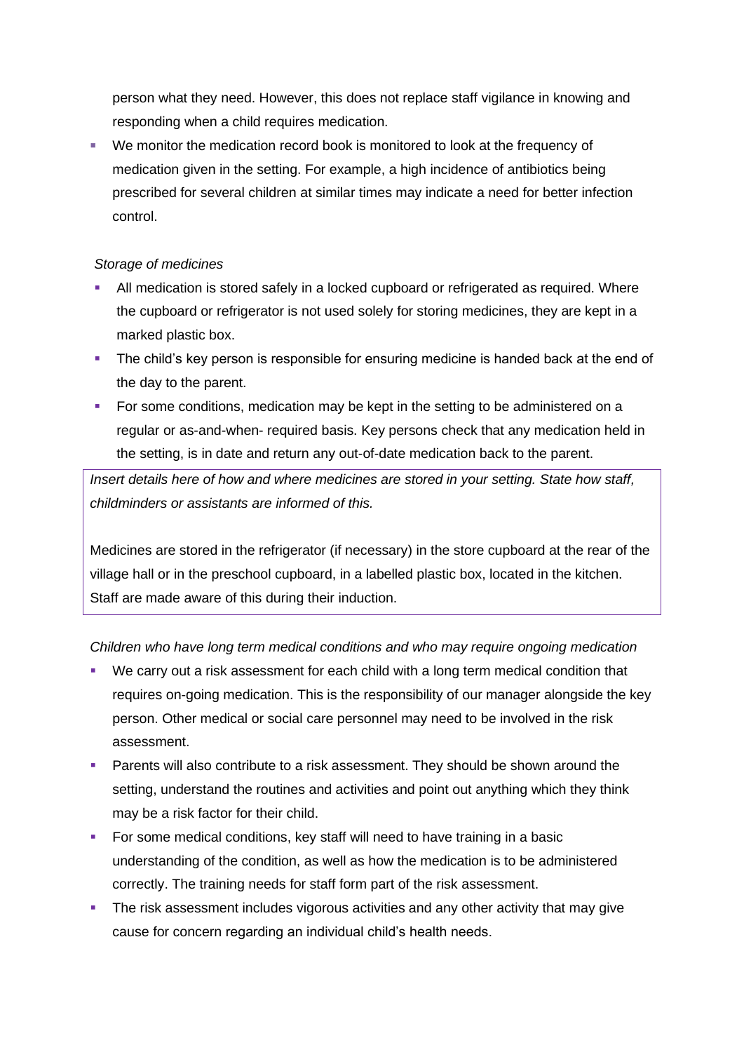person what they need. However, this does not replace staff vigilance in knowing and responding when a child requires medication.

- We monitor the medication record book is monitored to look at the frequency of medication given in the setting. For example, a high incidence of antibiotics being prescribed for several children at similar times may indicate a need for better infection control.

*Storage of medicines*

- All medication is stored safely in a locked cupboard or refrigerated as required. Where the cupboard or refrigerator is not used solely for storing medicines, they are kept in a marked plastic box.
- The child's key person is responsible for ensuring medicine is handed back at the end of the day to the parent.
- For some conditions, medication may be kept in the setting to be administered on a regular or as-and-when- required basis. Key persons check that any medication held in the setting, is in date and return any out-of-date medication back to the parent.

*Insert details here of how and where medicines are stored in your setting. State how staff, childminders or assistants are informed of this.*

Medicines are stored in the refrigerator (if necessary) in the store cupboard at the rear of the village hall or in the preschool cupboard, in a labelled plastic box, located in the kitchen. Staff are made aware of this during their induction.

*Children who have long term medical conditions and who may require ongoing medication*

- We carry out a risk assessment for each child with a long term medical condition that requires on-going medication. This is the responsibility of our manager alongside the key person. Other medical or social care personnel may need to be involved in the risk assessment.
- Parents will also contribute to a risk assessment. They should be shown around the setting, understand the routines and activities and point out anything which they think may be a risk factor for their child.
- For some medical conditions, key staff will need to have training in a basic understanding of the condition, as well as how the medication is to be administered correctly. The training needs for staff form part of the risk assessment.
- The risk assessment includes vigorous activities and any other activity that may give cause for concern regarding an individual child's health needs.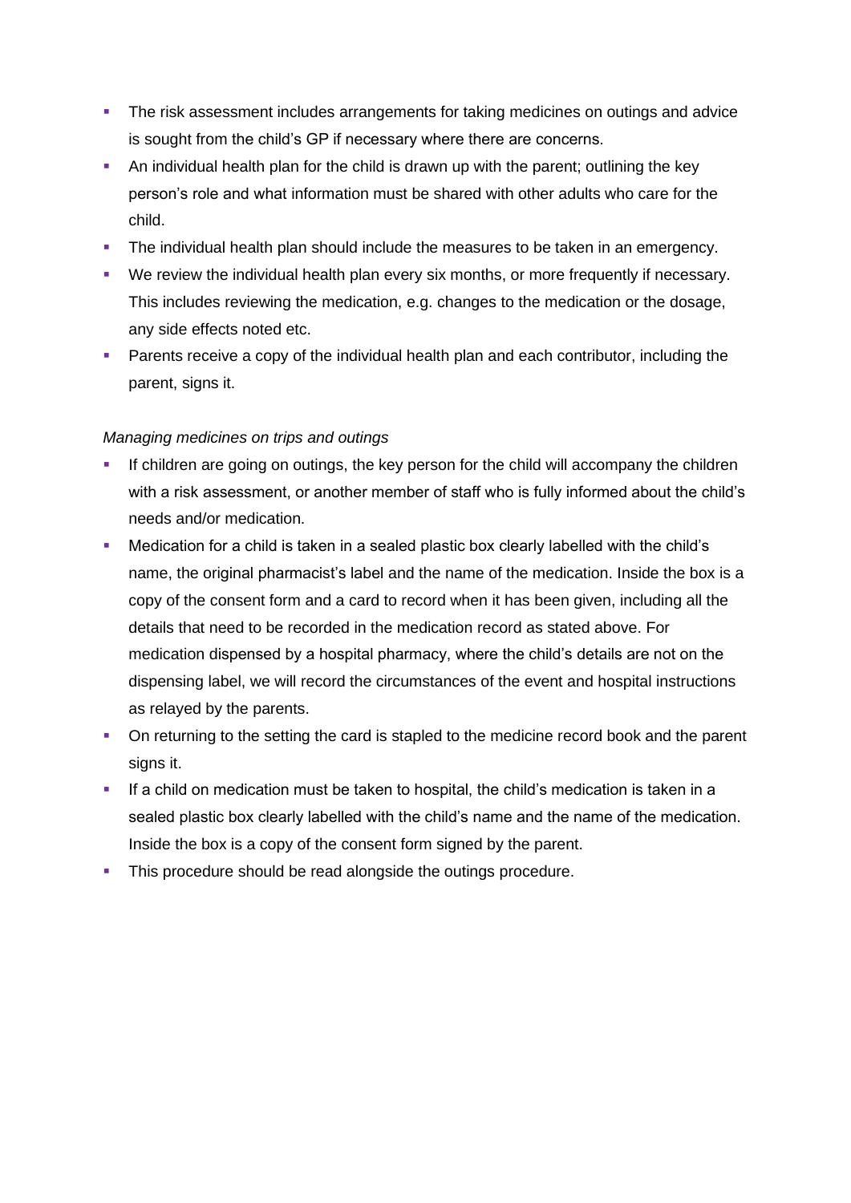- The risk assessment includes arrangements for taking medicines on outings and advice is sought from the child's GP if necessary where there are concerns.
- An individual health plan for the child is drawn up with the parent; outlining the key person's role and what information must be shared with other adults who care for the child.
- The individual health plan should include the measures to be taken in an emergency.
- We review the individual health plan every six months, or more frequently if necessary. This includes reviewing the medication, e.g. changes to the medication or the dosage, any side effects noted etc.
- Parents receive a copy of the individual health plan and each contributor, including the parent, signs it.

*Managing medicines on trips and outings*

- If children are going on outings, the key person for the child will accompany the children with a risk assessment, or another member of staff who is fully informed about the child's needs and/or medication.
- Medication for a child is taken in a sealed plastic box clearly labelled with the child's name, the original pharmacist's label and the name of the medication. Inside the box is a copy of the consent form and a card to record when it has been given, including all the details that need to be recorded in the medication record as stated above. For medication dispensed by a hospital pharmacy, where the child's details are not on the dispensing label, we will record the circumstances of the event and hospital instructions as relayed by the parents.
- On returning to the setting the card is stapled to the medicine record book and the parent signs it.
- If a child on medication must be taken to hospital, the child's medication is taken in a sealed plastic box clearly labelled with the child's name and the name of the medication. Inside the box is a copy of the consent form signed by the parent.
- This procedure should be read alongside the outings procedure.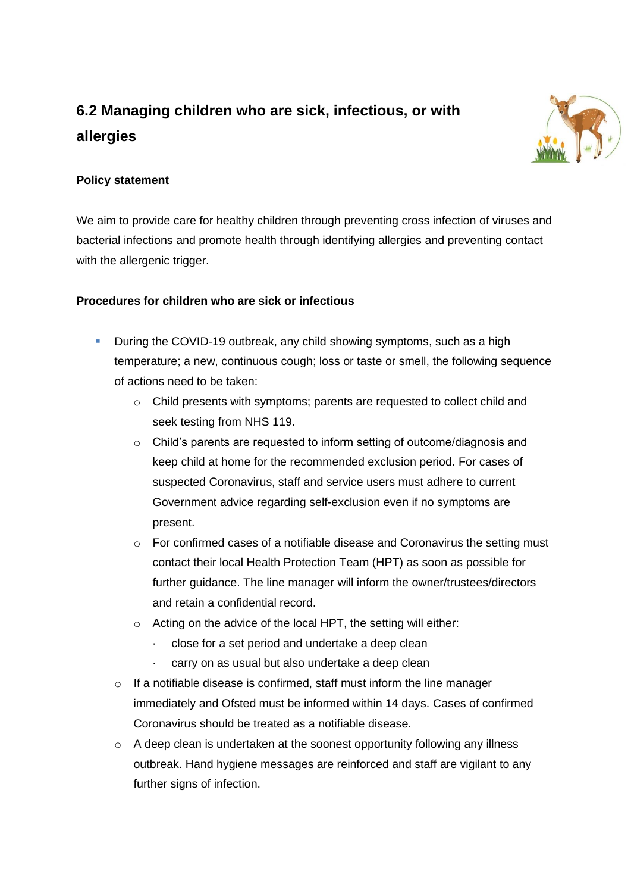## 6.2 Managing children who are sick, infectious, or with allergies

**Policy statement**

We aim to provide care for healthy children through preventing cross infection of viruses and bacterial infections and promote health through identifying allergies and preventing contact with the allergenic trigger.

**Procedures for children who are sick or infectious**

- During the COVID-19 outbreak, any child showing symptoms, such as a high temperature; a new, continuous cough; loss or taste or smell, the following sequence of actions need to be taken:
    - Child presents with symptoms; parents are requested to collect child and seek testing from NHS 119.
    - Child's parents are requested to inform setting of outcome/diagnosis and keep child at home for the recommended exclusion period. For cases of suspected Coronavirus, staff and service users must adhere to current Government advice regarding self-exclusion even if no symptoms are present.
    - For confirmed cases of a notifiable disease and Coronavirus the setting must contact their local Health Protection Team (HPT) as soon as possible for further guidance. The line manager will inform the owner/trustees/directors and retain a confidential record.
    - Acting on the advice of the local HPT, the setting will either:
        - close for a set period and undertake a deep clean
        - carry on as usual but also undertake a deep clean
  - If a notifiable disease is confirmed, staff must inform the line manager immediately and Ofsted must be informed within 14 days. Cases of confirmed Coronavirus should be treated as a notifiable disease.
  - A deep clean is undertaken at the soonest opportunity following any illness outbreak. Hand hygiene messages are reinforced and staff are vigilant to any further signs of infection.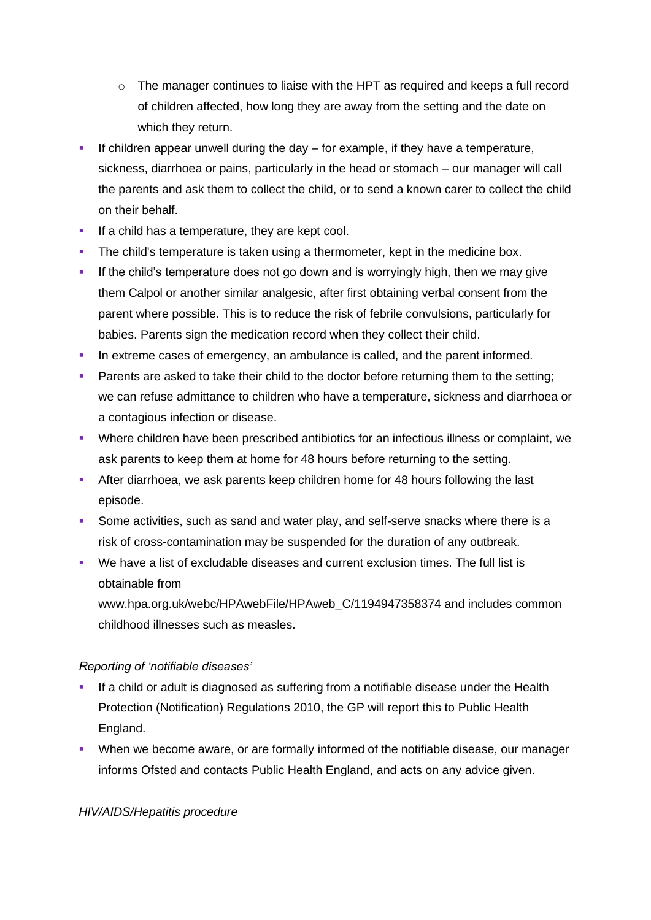- The manager continues to liaise with the HPT as required and keeps a full record of children affected, how long they are away from the setting and the date on which they return.
- If children appear unwell during the day – for example, if they have a temperature, sickness, diarrhoea or pains, particularly in the head or stomach – our manager will call the parents and ask them to collect the child, or to send a known carer to collect the child on their behalf.
- If a child has a temperature, they are kept cool.
- The child's temperature is taken using a thermometer, kept in the medicine box.
- If the child's temperature does not go down and is worryingly high, then we may give them Calpol or another similar analgesic, after first obtaining verbal consent from the parent where possible. This is to reduce the risk of febrile convulsions, particularly for babies. Parents sign the medication record when they collect their child.
- In extreme cases of emergency, an ambulance is called, and the parent informed.
- Parents are asked to take their child to the doctor before returning them to the setting; we can refuse admittance to children who have a temperature, sickness and diarrhoea or a contagious infection or disease.
- Where children have been prescribed antibiotics for an infectious illness or complaint, we ask parents to keep them at home for 48 hours before returning to the setting.
- After diarrhoea, we ask parents keep children home for 48 hours following the last episode.
- Some activities, such as sand and water play, and self-serve snacks where there is a risk of cross-contamination may be suspended for the duration of any outbreak.
- We have a list of excludable diseases and current exclusion times. The full list is obtainable from www.hpa.org.uk/webc/HPAwebFile/HPAweb_C/1194947358374 and includes common childhood illnesses such as measles.

*Reporting of 'notifiable diseases'*

- If a child or adult is diagnosed as suffering from a notifiable disease under the Health Protection (Notification) Regulations 2010, the GP will report this to Public Health England.
- When we become aware, or are formally informed of the notifiable disease, our manager informs Ofsted and contacts Public Health England, and acts on any advice given.

*HIV/AIDS/Hepatitis procedure*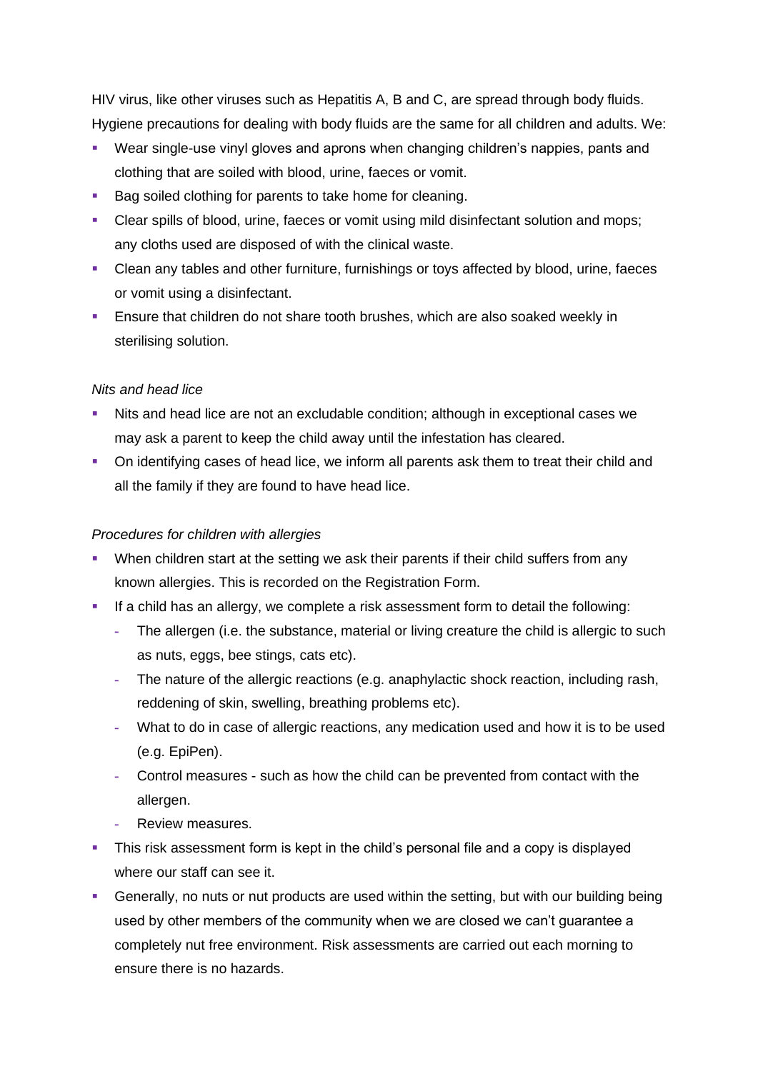HIV virus, like other viruses such as Hepatitis A, B and C, are spread through body fluids. Hygiene precautions for dealing with body fluids are the same for all children and adults. We:

- Wear single-use vinyl gloves and aprons when changing children's nappies, pants and clothing that are soiled with blood, urine, faeces or vomit.
- Bag soiled clothing for parents to take home for cleaning.
- Clear spills of blood, urine, faeces or vomit using mild disinfectant solution and mops; any cloths used are disposed of with the clinical waste.
- Clean any tables and other furniture, furnishings or toys affected by blood, urine, faeces or vomit using a disinfectant.
- Ensure that children do not share tooth brushes, which are also soaked weekly in sterilising solution.

*Nits and head lice*

- Nits and head lice are not an excludable condition; although in exceptional cases we may ask a parent to keep the child away until the infestation has cleared.
- On identifying cases of head lice, we inform all parents ask them to treat their child and all the family if they are found to have head lice.

*Procedures for children with allergies*

- When children start at the setting we ask their parents if their child suffers from any known allergies. This is recorded on the Registration Form.
- If a child has an allergy, we complete a risk assessment form to detail the following:
  - The allergen (i.e. the substance, material or living creature the child is allergic to such as nuts, eggs, bee stings, cats etc).
  - The nature of the allergic reactions (e.g. anaphylactic shock reaction, including rash, reddening of skin, swelling, breathing problems etc).
  - What to do in case of allergic reactions, any medication used and how it is to be used (e.g. EpiPen).
  - Control measures - such as how the child can be prevented from contact with the allergen.
  - Review measures.
- This risk assessment form is kept in the child's personal file and a copy is displayed where our staff can see it.
- Generally, no nuts or nut products are used within the setting, but with our building being used by other members of the community when we are closed we can't guarantee a completely nut free environment. Risk assessments are carried out each morning to ensure there is no hazards.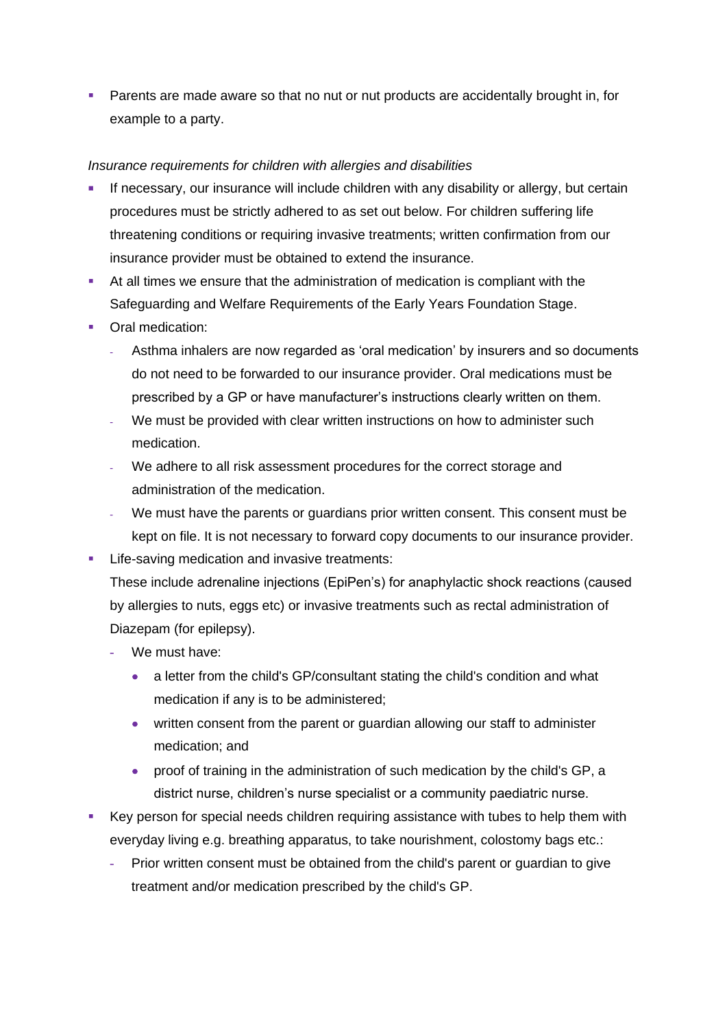- Parents are made aware so that no nut or nut products are accidentally brought in, for example to a party.

*Insurance requirements for children with allergies and disabilities*

- If necessary, our insurance will include children with any disability or allergy, but certain procedures must be strictly adhered to as set out below. For children suffering life threatening conditions or requiring invasive treatments; written confirmation from our insurance provider must be obtained to extend the insurance.
- At all times we ensure that the administration of medication is compliant with the Safeguarding and Welfare Requirements of the Early Years Foundation Stage.
- Oral medication:
  - Asthma inhalers are now regarded as 'oral medication' by insurers and so documents do not need to be forwarded to our insurance provider. Oral medications must be prescribed by a GP or have manufacturer's instructions clearly written on them.
  - We must be provided with clear written instructions on how to administer such medication.
  - We adhere to all risk assessment procedures for the correct storage and administration of the medication.
  - We must have the parents or guardians prior written consent. This consent must be kept on file. It is not necessary to forward copy documents to our insurance provider.
- Life-saving medication and invasive treatments:

  These include adrenaline injections (EpiPen's) for anaphylactic shock reactions (caused by allergies to nuts, eggs etc) or invasive treatments such as rectal administration of Diazepam (for epilepsy).
  - We must have:
    - a letter from the child's GP/consultant stating the child's condition and what medication if any is to be administered;
    - written consent from the parent or guardian allowing our staff to administer medication; and
    - proof of training in the administration of such medication by the child's GP, a district nurse, children's nurse specialist or a community paediatric nurse.
- Key person for special needs children requiring assistance with tubes to help them with everyday living e.g. breathing apparatus, to take nourishment, colostomy bags etc.:
  - Prior written consent must be obtained from the child's parent or guardian to give treatment and/or medication prescribed by the child's GP.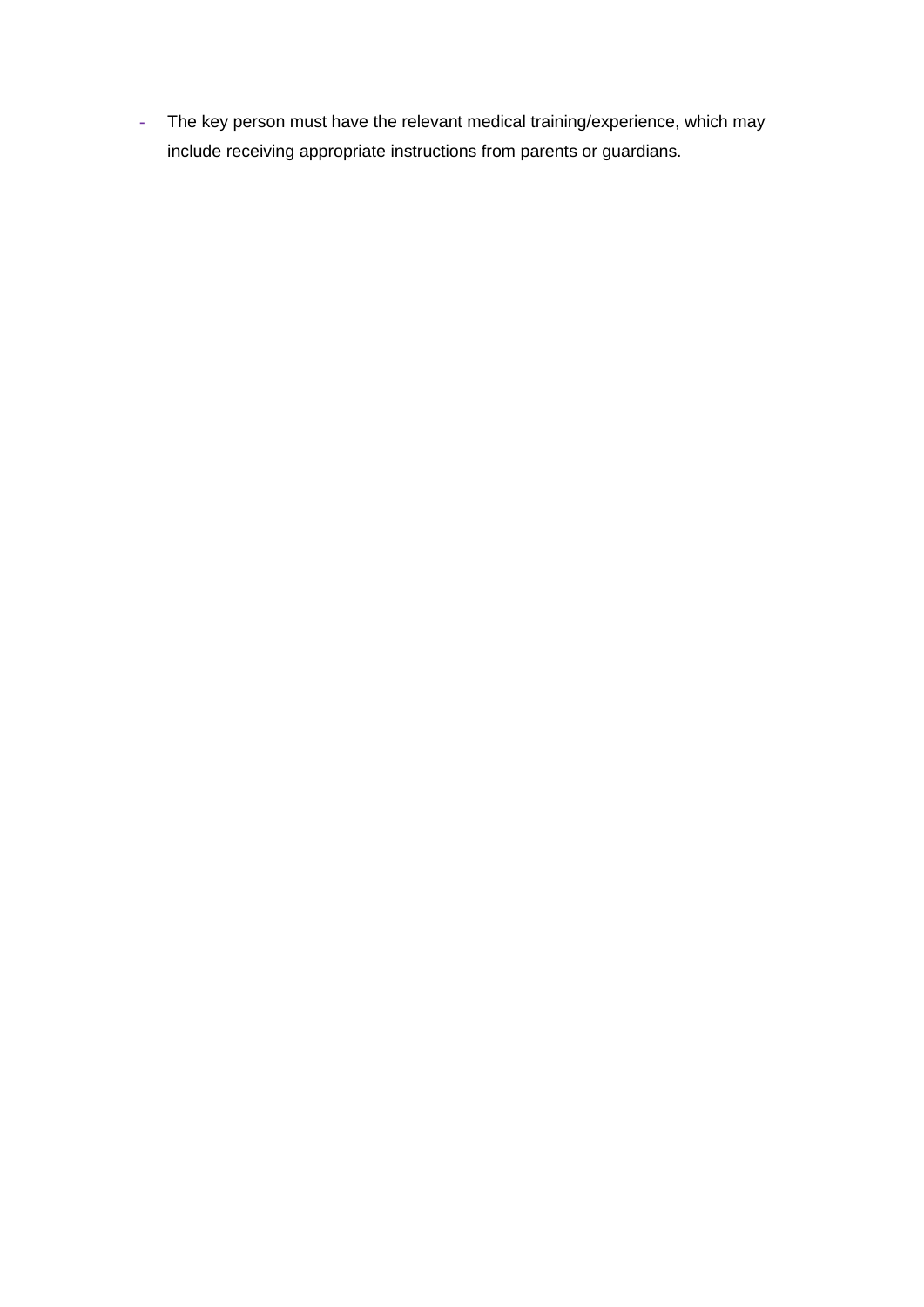- The key person must have the relevant medical training/experience, which may include receiving appropriate instructions from parents or guardians.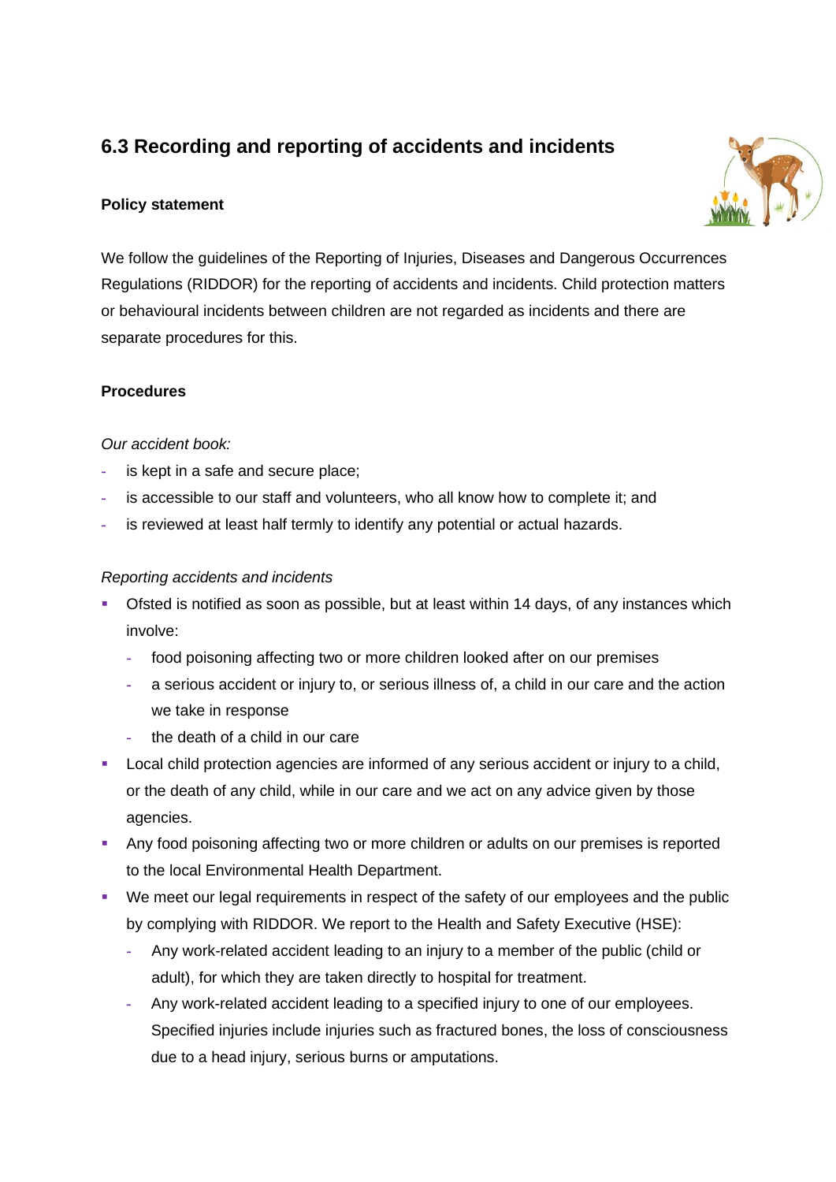## 6.3 Recording and reporting of accidents and incidents

**Policy statement**

We follow the guidelines of the Reporting of Injuries, Diseases and Dangerous Occurrences Regulations (RIDDOR) for the reporting of accidents and incidents. Child protection matters or behavioural incidents between children are not regarded as incidents and there are separate procedures for this.

**Procedures**

*Our accident book:*

- is kept in a safe and secure place;
- is accessible to our staff and volunteers, who all know how to complete it; and
- is reviewed at least half termly to identify any potential or actual hazards.

*Reporting accidents and incidents*

- Ofsted is notified as soon as possible, but at least within 14 days, of any instances which involve:
  - food poisoning affecting two or more children looked after on our premises
  - a serious accident or injury to, or serious illness of, a child in our care and the action we take in response
  - the death of a child in our care
- Local child protection agencies are informed of any serious accident or injury to a child, or the death of any child, while in our care and we act on any advice given by those agencies.
- Any food poisoning affecting two or more children or adults on our premises is reported to the local Environmental Health Department.
- We meet our legal requirements in respect of the safety of our employees and the public by complying with RIDDOR. We report to the Health and Safety Executive (HSE):
  - Any work-related accident leading to an injury to a member of the public (child or adult), for which they are taken directly to hospital for treatment.
  - Any work-related accident leading to a specified injury to one of our employees. Specified injuries include injuries such as fractured bones, the loss of consciousness due to a head injury, serious burns or amputations.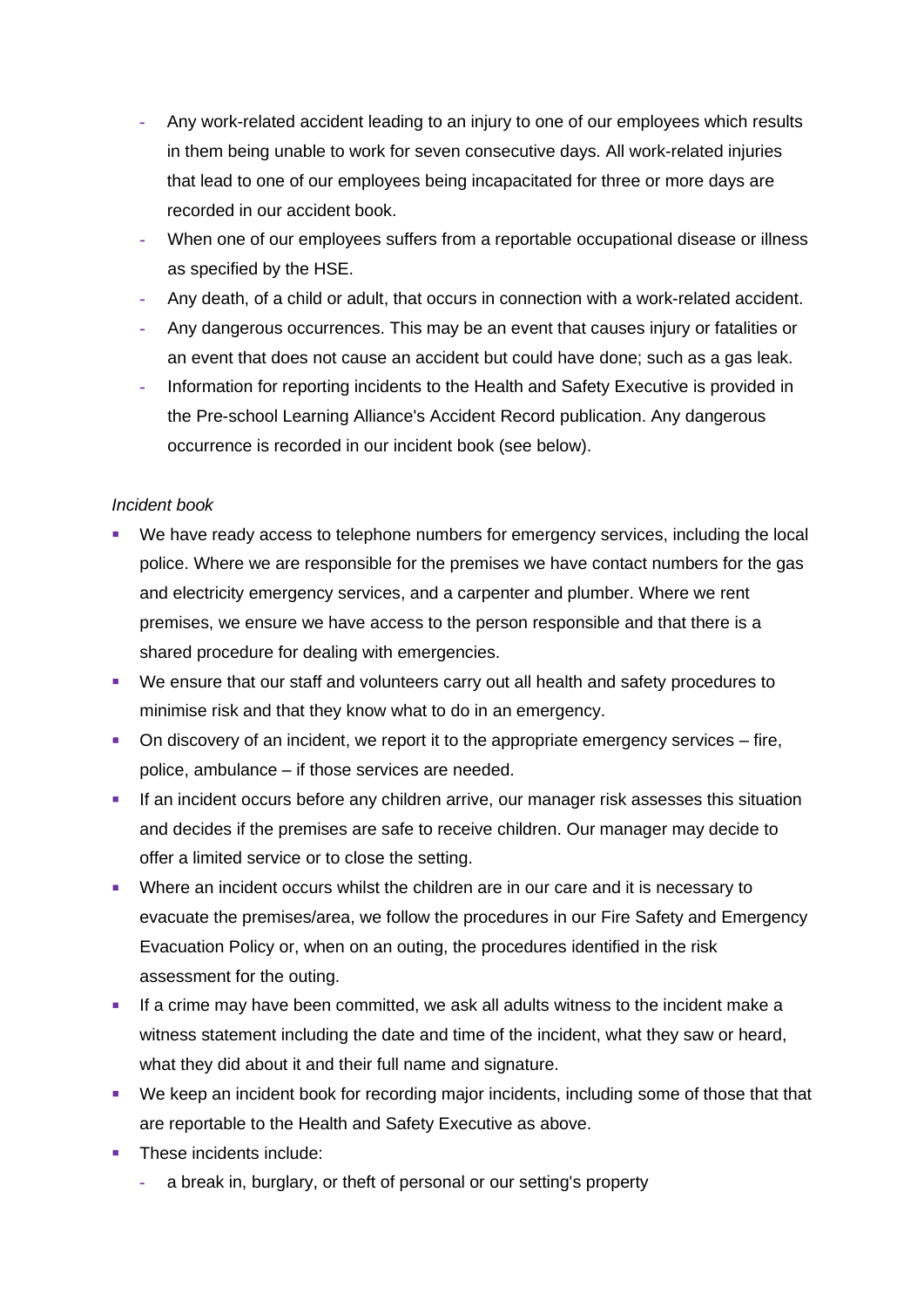- Any work-related accident leading to an injury to one of our employees which results in them being unable to work for seven consecutive days. All work-related injuries that lead to one of our employees being incapacitated for three or more days are recorded in our accident book.
  - When one of our employees suffers from a reportable occupational disease or illness as specified by the HSE.
  - Any death, of a child or adult, that occurs in connection with a work-related accident.
  - Any dangerous occurrences. This may be an event that causes injury or fatalities or an event that does not cause an accident but could have done; such as a gas leak.
  - Information for reporting incidents to the Health and Safety Executive is provided in the Pre-school Learning Alliance's Accident Record publication. Any dangerous occurrence is recorded in our incident book (see below).

*Incident book*

- We have ready access to telephone numbers for emergency services, including the local police. Where we are responsible for the premises we have contact numbers for the gas and electricity emergency services, and a carpenter and plumber. Where we rent premises, we ensure we have access to the person responsible and that there is a shared procedure for dealing with emergencies.
- We ensure that our staff and volunteers carry out all health and safety procedures to minimise risk and that they know what to do in an emergency.
- On discovery of an incident, we report it to the appropriate emergency services – fire, police, ambulance – if those services are needed.
- If an incident occurs before any children arrive, our manager risk assesses this situation and decides if the premises are safe to receive children. Our manager may decide to offer a limited service or to close the setting.
- Where an incident occurs whilst the children are in our care and it is necessary to evacuate the premises/area, we follow the procedures in our Fire Safety and Emergency Evacuation Policy or, when on an outing, the procedures identified in the risk assessment for the outing.
- If a crime may have been committed, we ask all adults witness to the incident make a witness statement including the date and time of the incident, what they saw or heard, what they did about it and their full name and signature.
- We keep an incident book for recording major incidents, including some of those that that are reportable to the Health and Safety Executive as above.
- These incidents include:
  - a break in, burglary, or theft of personal or our setting's property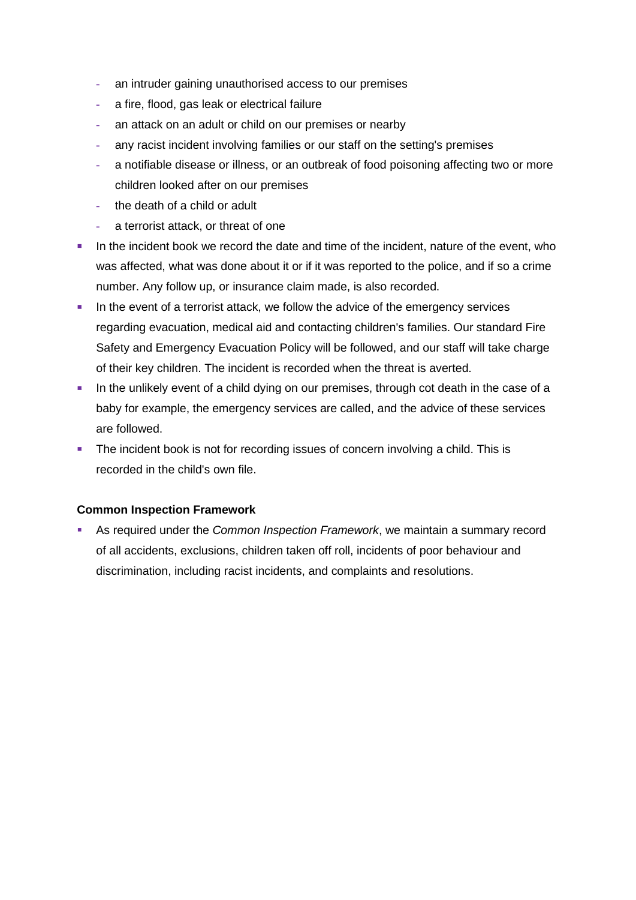- an intruder gaining unauthorised access to our premises
  - a fire, flood, gas leak or electrical failure
  - an attack on an adult or child on our premises or nearby
  - any racist incident involving families or our staff on the setting's premises
  - a notifiable disease or illness, or an outbreak of food poisoning affecting two or more children looked after on our premises
  - the death of a child or adult
  - a terrorist attack, or threat of one
- In the incident book we record the date and time of the incident, nature of the event, who was affected, what was done about it or if it was reported to the police, and if so a crime number. Any follow up, or insurance claim made, is also recorded.
- In the event of a terrorist attack, we follow the advice of the emergency services regarding evacuation, medical aid and contacting children's families. Our standard Fire Safety and Emergency Evacuation Policy will be followed, and our staff will take charge of their key children. The incident is recorded when the threat is averted.
- In the unlikely event of a child dying on our premises, through cot death in the case of a baby for example, the emergency services are called, and the advice of these services are followed.
- The incident book is not for recording issues of concern involving a child. This is recorded in the child's own file.

**Common Inspection Framework**

- As required under the *Common Inspection Framework*, we maintain a summary record of all accidents, exclusions, children taken off roll, incidents of poor behaviour and discrimination, including racist incidents, and complaints and resolutions.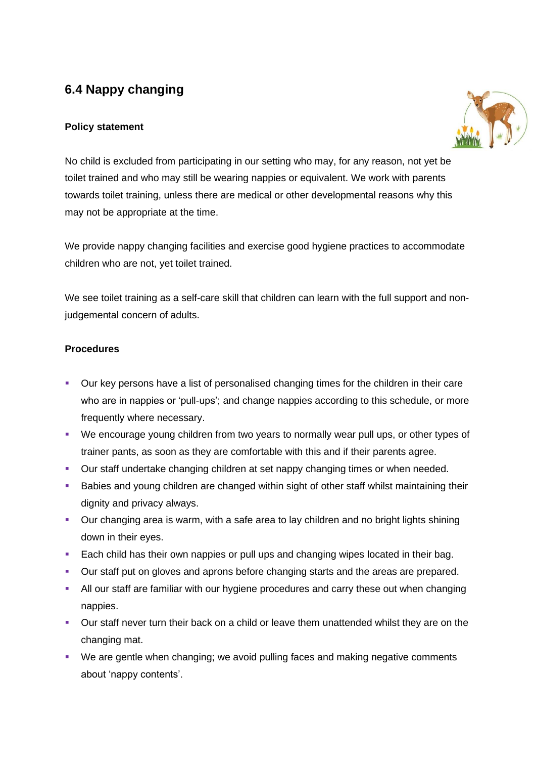## 6.4 Nappy changing

**Policy statement**

No child is excluded from participating in our setting who may, for any reason, not yet be toilet trained and who may still be wearing nappies or equivalent. We work with parents towards toilet training, unless there are medical or other developmental reasons why this may not be appropriate at the time.

We provide nappy changing facilities and exercise good hygiene practices to accommodate children who are not, yet toilet trained.

We see toilet training as a self-care skill that children can learn with the full support and non-judgemental concern of adults.

**Procedures**

- Our key persons have a list of personalised changing times for the children in their care who are in nappies or 'pull-ups'; and change nappies according to this schedule, or more frequently where necessary.
- We encourage young children from two years to normally wear pull ups, or other types of trainer pants, as soon as they are comfortable with this and if their parents agree.
- Our staff undertake changing children at set nappy changing times or when needed.
- Babies and young children are changed within sight of other staff whilst maintaining their dignity and privacy always.
- Our changing area is warm, with a safe area to lay children and no bright lights shining down in their eyes.
- Each child has their own nappies or pull ups and changing wipes located in their bag.
- Our staff put on gloves and aprons before changing starts and the areas are prepared.
- All our staff are familiar with our hygiene procedures and carry these out when changing nappies.
- Our staff never turn their back on a child or leave them unattended whilst they are on the changing mat.
- We are gentle when changing; we avoid pulling faces and making negative comments about 'nappy contents'.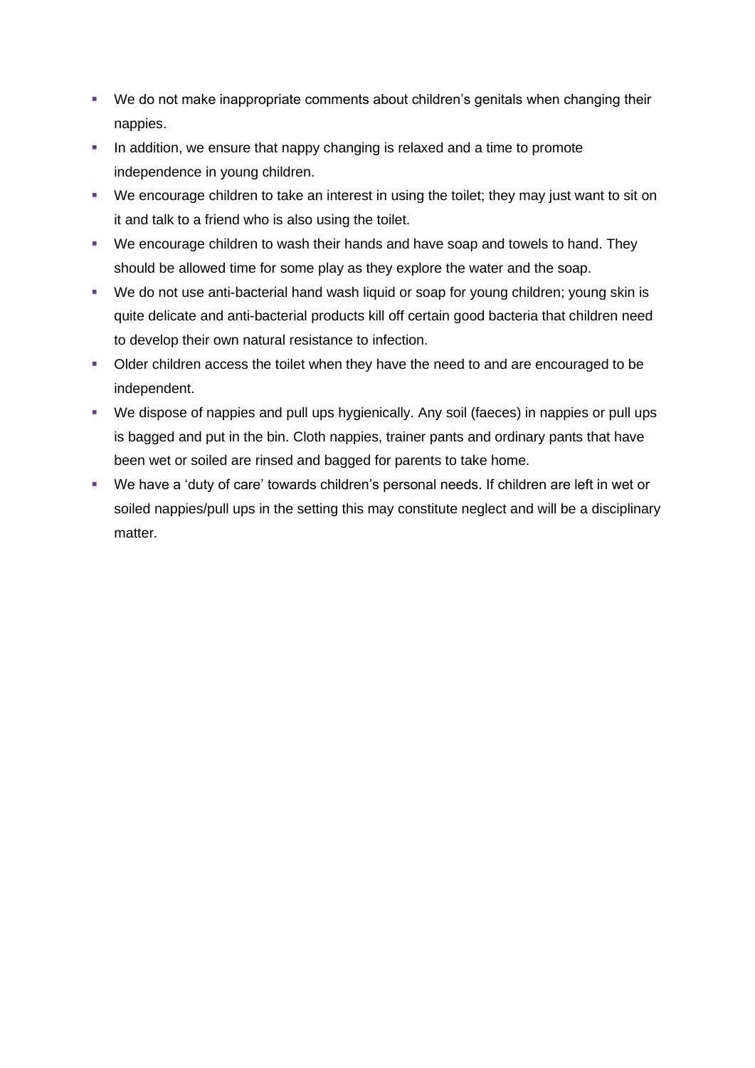- We do not make inappropriate comments about children's genitals when changing their nappies.
- In addition, we ensure that nappy changing is relaxed and a time to promote independence in young children.
- We encourage children to take an interest in using the toilet; they may just want to sit on it and talk to a friend who is also using the toilet.
- We encourage children to wash their hands and have soap and towels to hand. They should be allowed time for some play as they explore the water and the soap.
- We do not use anti-bacterial hand wash liquid or soap for young children; young skin is quite delicate and anti-bacterial products kill off certain good bacteria that children need to develop their own natural resistance to infection.
- Older children access the toilet when they have the need to and are encouraged to be independent.
- We dispose of nappies and pull ups hygienically. Any soil (faeces) in nappies or pull ups is bagged and put in the bin. Cloth nappies, trainer pants and ordinary pants that have been wet or soiled are rinsed and bagged for parents to take home.
- We have a 'duty of care' towards children's personal needs. If children are left in wet or soiled nappies/pull ups in the setting this may constitute neglect and will be a disciplinary matter.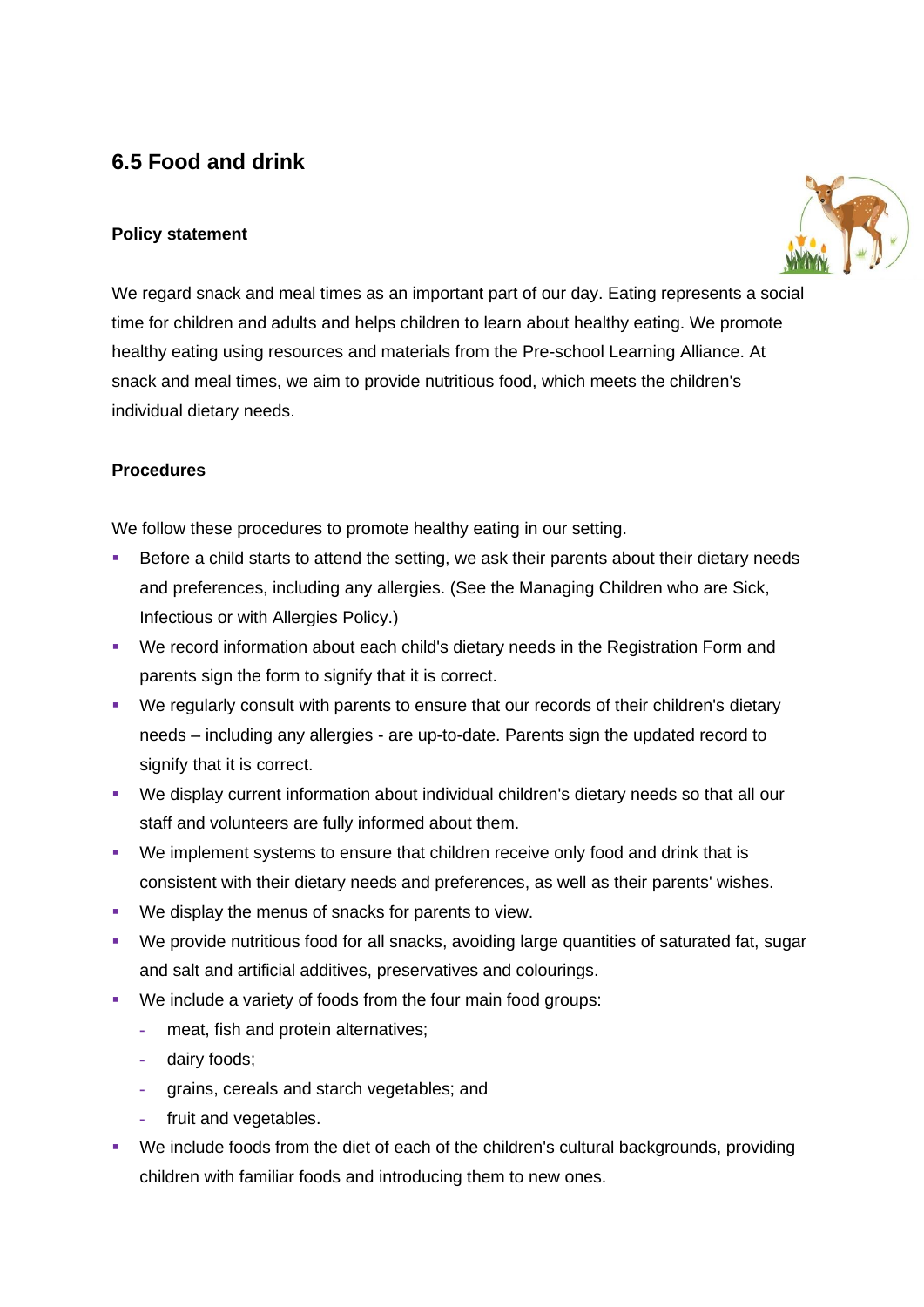## 6.5 Food and drink

**Policy statement**

We regard snack and meal times as an important part of our day. Eating represents a social time for children and adults and helps children to learn about healthy eating. We promote healthy eating using resources and materials from the Pre-school Learning Alliance. At snack and meal times, we aim to provide nutritious food, which meets the children's individual dietary needs.

**Procedures**

We follow these procedures to promote healthy eating in our setting.

- Before a child starts to attend the setting, we ask their parents about their dietary needs and preferences, including any allergies. (See the Managing Children who are Sick, Infectious or with Allergies Policy.)
- We record information about each child's dietary needs in the Registration Form and parents sign the form to signify that it is correct.
- We regularly consult with parents to ensure that our records of their children's dietary needs – including any allergies - are up-to-date. Parents sign the updated record to signify that it is correct.
- We display current information about individual children's dietary needs so that all our staff and volunteers are fully informed about them.
- We implement systems to ensure that children receive only food and drink that is consistent with their dietary needs and preferences, as well as their parents' wishes.
- We display the menus of snacks for parents to view.
- We provide nutritious food for all snacks, avoiding large quantities of saturated fat, sugar and salt and artificial additives, preservatives and colourings.
- We include a variety of foods from the four main food groups:
  - meat, fish and protein alternatives;
  - dairy foods;
  - grains, cereals and starch vegetables; and
  - fruit and vegetables.
- We include foods from the diet of each of the children's cultural backgrounds, providing children with familiar foods and introducing them to new ones.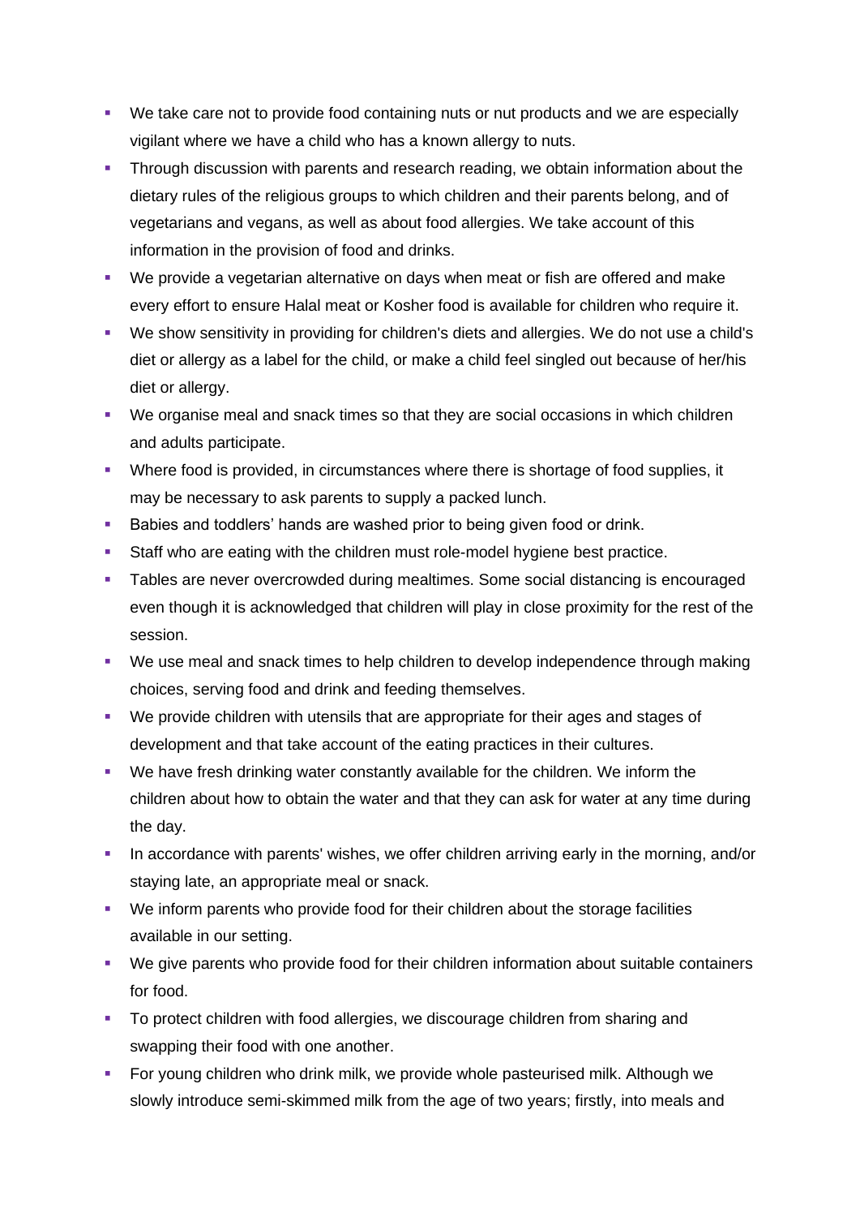- We take care not to provide food containing nuts or nut products and we are especially vigilant where we have a child who has a known allergy to nuts.
- Through discussion with parents and research reading, we obtain information about the dietary rules of the religious groups to which children and their parents belong, and of vegetarians and vegans, as well as about food allergies. We take account of this information in the provision of food and drinks.
- We provide a vegetarian alternative on days when meat or fish are offered and make every effort to ensure Halal meat or Kosher food is available for children who require it.
- We show sensitivity in providing for children's diets and allergies. We do not use a child's diet or allergy as a label for the child, or make a child feel singled out because of her/his diet or allergy.
- We organise meal and snack times so that they are social occasions in which children and adults participate.
- Where food is provided, in circumstances where there is shortage of food supplies, it may be necessary to ask parents to supply a packed lunch.
- Babies and toddlers' hands are washed prior to being given food or drink.
- Staff who are eating with the children must role-model hygiene best practice.
- Tables are never overcrowded during mealtimes. Some social distancing is encouraged even though it is acknowledged that children will play in close proximity for the rest of the session.
- We use meal and snack times to help children to develop independence through making choices, serving food and drink and feeding themselves.
- We provide children with utensils that are appropriate for their ages and stages of development and that take account of the eating practices in their cultures.
- We have fresh drinking water constantly available for the children. We inform the children about how to obtain the water and that they can ask for water at any time during the day.
- In accordance with parents' wishes, we offer children arriving early in the morning, and/or staying late, an appropriate meal or snack.
- We inform parents who provide food for their children about the storage facilities available in our setting.
- We give parents who provide food for their children information about suitable containers for food.
- To protect children with food allergies, we discourage children from sharing and swapping their food with one another.
- For young children who drink milk, we provide whole pasteurised milk. Although we slowly introduce semi-skimmed milk from the age of two years; firstly, into meals and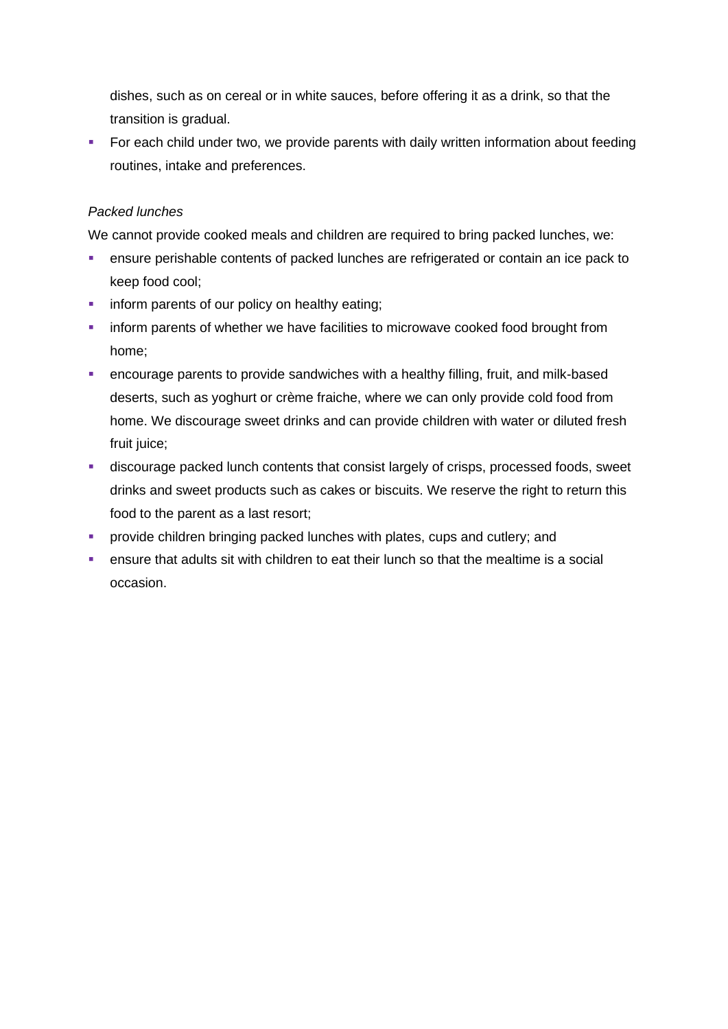dishes, such as on cereal or in white sauces, before offering it as a drink, so that the transition is gradual.

- For each child under two, we provide parents with daily written information about feeding routines, intake and preferences.

*Packed lunches*

We cannot provide cooked meals and children are required to bring packed lunches, we:

- ensure perishable contents of packed lunches are refrigerated or contain an ice pack to keep food cool;
- inform parents of our policy on healthy eating;
- inform parents of whether we have facilities to microwave cooked food brought from home;
- encourage parents to provide sandwiches with a healthy filling, fruit, and milk-based deserts, such as yoghurt or crème fraiche, where we can only provide cold food from home. We discourage sweet drinks and can provide children with water or diluted fresh fruit juice;
- discourage packed lunch contents that consist largely of crisps, processed foods, sweet drinks and sweet products such as cakes or biscuits. We reserve the right to return this food to the parent as a last resort;
- provide children bringing packed lunches with plates, cups and cutlery; and
- ensure that adults sit with children to eat their lunch so that the mealtime is a social occasion.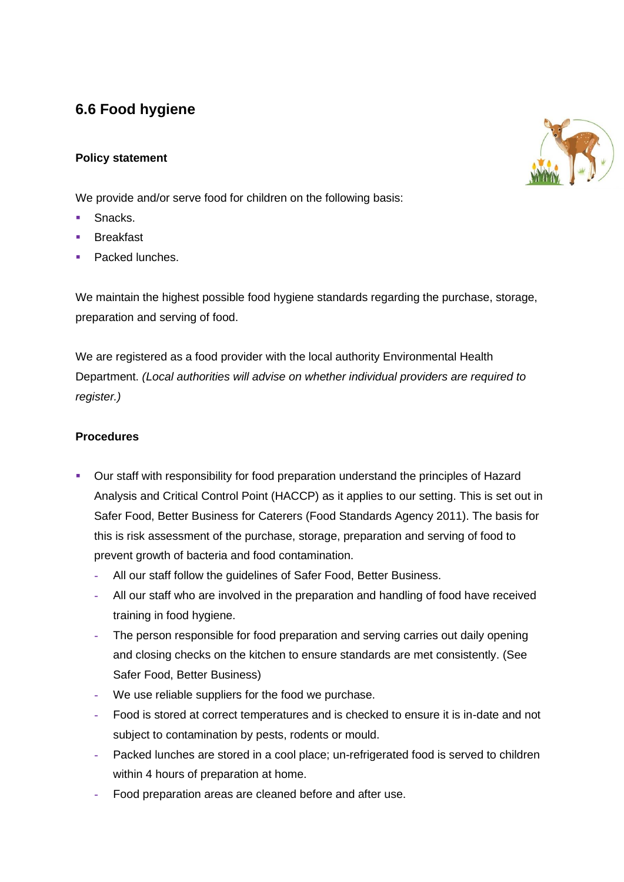## 6.6 Food hygiene

### Policy statement

We provide and/or serve food for children on the following basis:

- Snacks.
- Breakfast
- Packed lunches.

We maintain the highest possible food hygiene standards regarding the purchase, storage, preparation and serving of food.

We are registered as a food provider with the local authority Environmental Health Department. *(Local authorities will advise on whether individual providers are required to register.)*

### Procedures

- Our staff with responsibility for food preparation understand the principles of Hazard Analysis and Critical Control Point (HACCP) as it applies to our setting. This is set out in Safer Food, Better Business for Caterers (Food Standards Agency 2011). The basis for this is risk assessment of the purchase, storage, preparation and serving of food to prevent growth of bacteria and food contamination.
  - All our staff follow the guidelines of Safer Food, Better Business.
  - All our staff who are involved in the preparation and handling of food have received training in food hygiene.
  - The person responsible for food preparation and serving carries out daily opening and closing checks on the kitchen to ensure standards are met consistently. (See Safer Food, Better Business)
  - We use reliable suppliers for the food we purchase.
  - Food is stored at correct temperatures and is checked to ensure it is in-date and not subject to contamination by pests, rodents or mould.
  - Packed lunches are stored in a cool place; un-refrigerated food is served to children within 4 hours of preparation at home.
  - Food preparation areas are cleaned before and after use.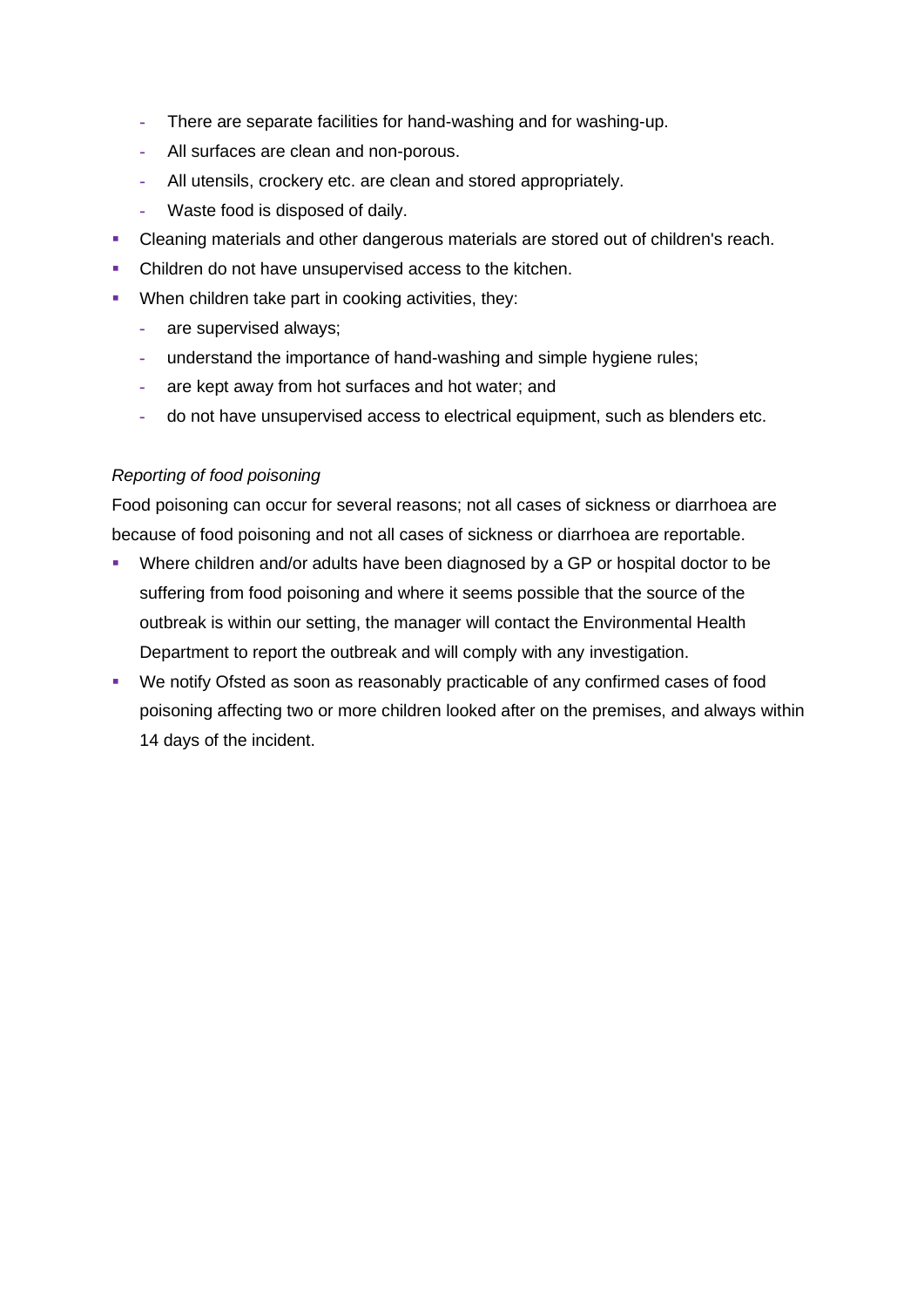- There are separate facilities for hand-washing and for washing-up.
  - All surfaces are clean and non-porous.
  - All utensils, crockery etc. are clean and stored appropriately.
  - Waste food is disposed of daily.
- Cleaning materials and other dangerous materials are stored out of children's reach.
- Children do not have unsupervised access to the kitchen.
- When children take part in cooking activities, they:
  - are supervised always;
  - understand the importance of hand-washing and simple hygiene rules;
  - are kept away from hot surfaces and hot water; and
  - do not have unsupervised access to electrical equipment, such as blenders etc.

*Reporting of food poisoning*

Food poisoning can occur for several reasons; not all cases of sickness or diarrhoea are because of food poisoning and not all cases of sickness or diarrhoea are reportable.

- Where children and/or adults have been diagnosed by a GP or hospital doctor to be suffering from food poisoning and where it seems possible that the source of the outbreak is within our setting, the manager will contact the Environmental Health Department to report the outbreak and will comply with any investigation.
- We notify Ofsted as soon as reasonably practicable of any confirmed cases of food poisoning affecting two or more children looked after on the premises, and always within 14 days of the incident.